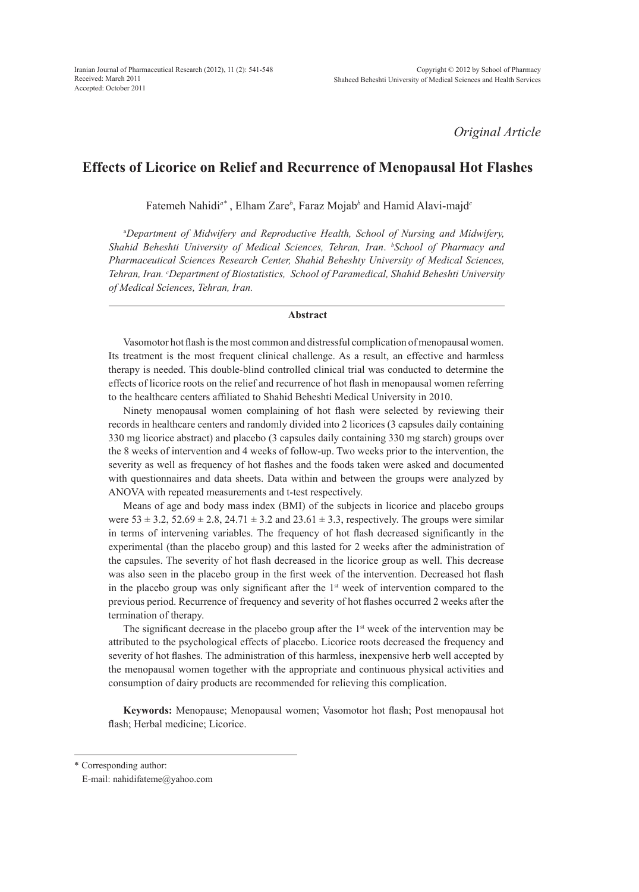*Original Article*

# Effects of Licorice on Relief and Recurrence of Menopausal Hot Flashes

Fatemeh Nahidi[a*], Elham Zare[b], Faraz Mojab[b] and Hamid Alavi-majd[c]

[a]*Department of Midwifery and Reproductive Health, School of Nursing and Midwifery, Shahid Beheshti University of Medical Sciences, Tehran, Iran*. [b]*School of Pharmacy and Pharmaceutical Sciences Research Center, Shahid Beheshty University of Medical Sciences, Tehran, Iran.* [c]*Department of Biostatistics, School of Paramedical, Shahid Beheshti University of Medical Sciences, Tehran, Iran.*

## Abstract

Vasomotor hot flash is the most common and distressful complication of menopausal women. Its treatment is the most frequent clinical challenge. As a result, an effective and harmless therapy is needed. This double-blind controlled clinical trial was conducted to determine the effects of licorice roots on the relief and recurrence of hot flash in menopausal women referring to the healthcare centers affiliated to Shahid Beheshti Medical University in 2010.

Ninety menopausal women complaining of hot flash were selected by reviewing their records in healthcare centers and randomly divided into 2 licorices (3 capsules daily containing 330 mg licorice abstract) and placebo (3 capsules daily containing 330 mg starch) groups over the 8 weeks of intervention and 4 weeks of follow-up. Two weeks prior to the intervention, the severity as well as frequency of hot flashes and the foods taken were asked and documented with questionnaires and data sheets. Data within and between the groups were analyzed by ANOVA with repeated measurements and t-test respectively.

Means of age and body mass index (BMI) of the subjects in licorice and placebo groups were $53 \pm 3.2$, $52.69 \pm 2.8$, $24.71 \pm 3.2$ and $23.61 \pm 3.3$, respectively. The groups were similar in terms of intervening variables. The frequency of hot flash decreased significantly in the experimental (than the placebo group) and this lasted for 2 weeks after the administration of the capsules. The severity of hot flash decreased in the licorice group as well. This decrease was also seen in the placebo group in the first week of the intervention. Decreased hot flash in the placebo group was only significant after the 1st week of intervention compared to the previous period. Recurrence of frequency and severity of hot flashes occurred 2 weeks after the termination of therapy.

The significant decrease in the placebo group after the 1st week of the intervention may be attributed to the psychological effects of placebo. Licorice roots decreased the frequency and severity of hot flashes. The administration of this harmless, inexpensive herb well accepted by the menopausal women together with the appropriate and continuous physical activities and consumption of dairy products are recommended for relieving this complication.

**Keywords:** Menopause; Menopausal women; Vasomotor hot flash; Post menopausal hot flash; Herbal medicine; Licorice.

---

\* Corresponding author:
E-mail: nahidifateme@yahoo.com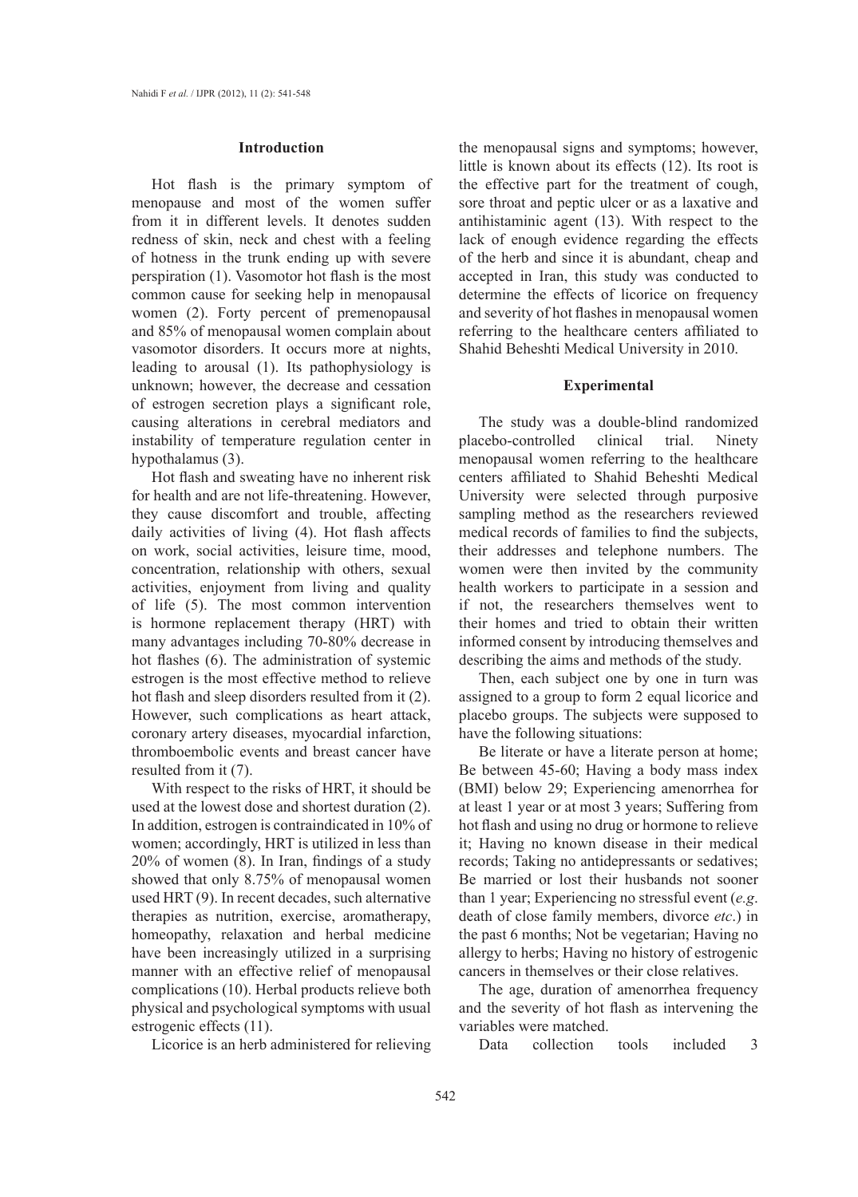## Introduction

Hot flash is the primary symptom of menopause and most of the women suffer from it in different levels. It denotes sudden redness of skin, neck and chest with a feeling of hotness in the trunk ending up with severe perspiration (1). Vasomotor hot flash is the most common cause for seeking help in menopausal women (2). Forty percent of premenopausal and 85% of menopausal women complain about vasomotor disorders. It occurs more at nights, leading to arousal (1). Its pathophysiology is unknown; however, the decrease and cessation of estrogen secretion plays a significant role, causing alterations in cerebral mediators and instability of temperature regulation center in hypothalamus (3).

Hot flash and sweating have no inherent risk for health and are not life-threatening. However, they cause discomfort and trouble, affecting daily activities of living (4). Hot flash affects on work, social activities, leisure time, mood, concentration, relationship with others, sexual activities, enjoyment from living and quality of life (5). The most common intervention is hormone replacement therapy (HRT) with many advantages including 70-80% decrease in hot flashes (6). The administration of systemic estrogen is the most effective method to relieve hot flash and sleep disorders resulted from it (2). However, such complications as heart attack, coronary artery diseases, myocardial infarction, thromboembolic events and breast cancer have resulted from it (7).

With respect to the risks of HRT, it should be used at the lowest dose and shortest duration (2). In addition, estrogen is contraindicated in 10% of women; accordingly, HRT is utilized in less than 20% of women (8). In Iran, findings of a study showed that only 8.75% of menopausal women used HRT (9). In recent decades, such alternative therapies as nutrition, exercise, aromatherapy, homeopathy, relaxation and herbal medicine have been increasingly utilized in a surprising manner with an effective relief of menopausal complications (10). Herbal products relieve both physical and psychological symptoms with usual estrogenic effects (11).

Licorice is an herb administered for relieving the menopausal signs and symptoms; however, little is known about its effects (12). Its root is the effective part for the treatment of cough, sore throat and peptic ulcer or as a laxative and antihistaminic agent (13). With respect to the lack of enough evidence regarding the effects of the herb and since it is abundant, cheap and accepted in Iran, this study was conducted to determine the effects of licorice on frequency and severity of hot flashes in menopausal women referring to the healthcare centers affiliated to Shahid Beheshti Medical University in 2010.

## Experimental

The study was a double-blind randomized placebo-controlled clinical trial. Ninety menopausal women referring to the healthcare centers affiliated to Shahid Beheshti Medical University were selected through purposive sampling method as the researchers reviewed medical records of families to find the subjects, their addresses and telephone numbers. The women were then invited by the community health workers to participate in a session and if not, the researchers themselves went to their homes and tried to obtain their written informed consent by introducing themselves and describing the aims and methods of the study.

Then, each subject one by one in turn was assigned to a group to form 2 equal licorice and placebo groups. The subjects were supposed to have the following situations:

Be literate or have a literate person at home; Be between 45-60; Having a body mass index (BMI) below 29; Experiencing amenorrhea for at least 1 year or at most 3 years; Suffering from hot flash and using no drug or hormone to relieve it; Having no known disease in their medical records; Taking no antidepressants or sedatives; Be married or lost their husbands not sooner than 1 year; Experiencing no stressful event (*e.g*. death of close family members, divorce *etc*.) in the past 6 months; Not be vegetarian; Having no allergy to herbs; Having no history of estrogenic cancers in themselves or their close relatives.

The age, duration of amenorrhea frequency and the severity of hot flash as intervening the variables were matched.

Data collection tools included 3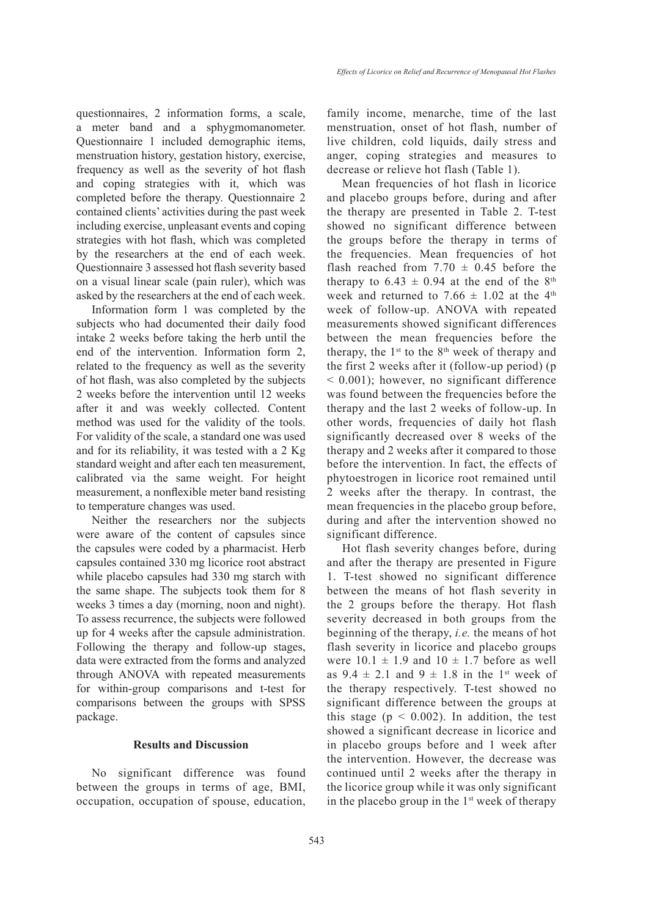questionnaires, 2 information forms, a scale, a meter band and a sphygmomanometer. Questionnaire 1 included demographic items, menstruation history, gestation history, exercise, frequency as well as the severity of hot flash and coping strategies with it, which was completed before the therapy. Questionnaire 2 contained clients' activities during the past week including exercise, unpleasant events and coping strategies with hot flash, which was completed by the researchers at the end of each week. Questionnaire 3 assessed hot flash severity based on a visual linear scale (pain ruler), which was asked by the researchers at the end of each week.

Information form 1 was completed by the subjects who had documented their daily food intake 2 weeks before taking the herb until the end of the intervention. Information form 2, related to the frequency as well as the severity of hot flash, was also completed by the subjects 2 weeks before the intervention until 12 weeks after it and was weekly collected. Content method was used for the validity of the tools. For validity of the scale, a standard one was used and for its reliability, it was tested with a 2 Kg standard weight and after each ten measurement, calibrated via the same weight. For height measurement, a nonflexible meter band resisting to temperature changes was used.

Neither the researchers nor the subjects were aware of the content of capsules since the capsules were coded by a pharmacist. Herb capsules contained 330 mg licorice root abstract while placebo capsules had 330 mg starch with the same shape. The subjects took them for 8 weeks 3 times a day (morning, noon and night). To assess recurrence, the subjects were followed up for 4 weeks after the capsule administration. Following the therapy and follow-up stages, data were extracted from the forms and analyzed through ANOVA with repeated measurements for within-group comparisons and t-test for comparisons between the groups with SPSS package.

## Results and Discussion

No significant difference was found between the groups in terms of age, BMI, occupation, occupation of spouse, education, family income, menarche, time of the last menstruation, onset of hot flash, number of live children, cold liquids, daily stress and anger, coping strategies and measures to decrease or relieve hot flash (Table 1).

Mean frequencies of hot flash in licorice and placebo groups before, during and after the therapy are presented in Table 2. T-test showed no significant difference between the groups before the therapy in terms of the frequencies. Mean frequencies of hot flash reached from $7.70 \pm 0.45$ before the therapy to $6.43 \pm 0.94$ at the end of the 8th week and returned to $7.66 \pm 1.02$ at the 4th week of follow-up. ANOVA with repeated measurements showed significant differences between the mean frequencies before the therapy, the 1st to the 8th week of therapy and the first 2 weeks after it (follow-up period) ($p < 0.001$); however, no significant difference was found between the frequencies before the therapy and the last 2 weeks of follow-up. In other words, frequencies of daily hot flash significantly decreased over 8 weeks of the therapy and 2 weeks after it compared to those before the intervention. In fact, the effects of phytoestrogen in licorice root remained until 2 weeks after the therapy. In contrast, the mean frequencies in the placebo group before, during and after the intervention showed no significant difference.

Hot flash severity changes before, during and after the therapy are presented in Figure 1. T-test showed no significant difference between the means of hot flash severity in the 2 groups before the therapy. Hot flash severity decreased in both groups from the beginning of the therapy, *i.e.* the means of hot flash severity in licorice and placebo groups were $10.1 \pm 1.9$ and $10 \pm 1.7$ before as well as $9.4 \pm 2.1$ and $9 \pm 1.8$ in the 1st week of the therapy respectively. T-test showed no significant difference between the groups at this stage ($p < 0.002$). In addition, the test showed a significant decrease in licorice and in placebo groups before and 1 week after the intervention. However, the decrease was continued until 2 weeks after the therapy in the licorice group while it was only significant in the placebo group in the 1st week of therapy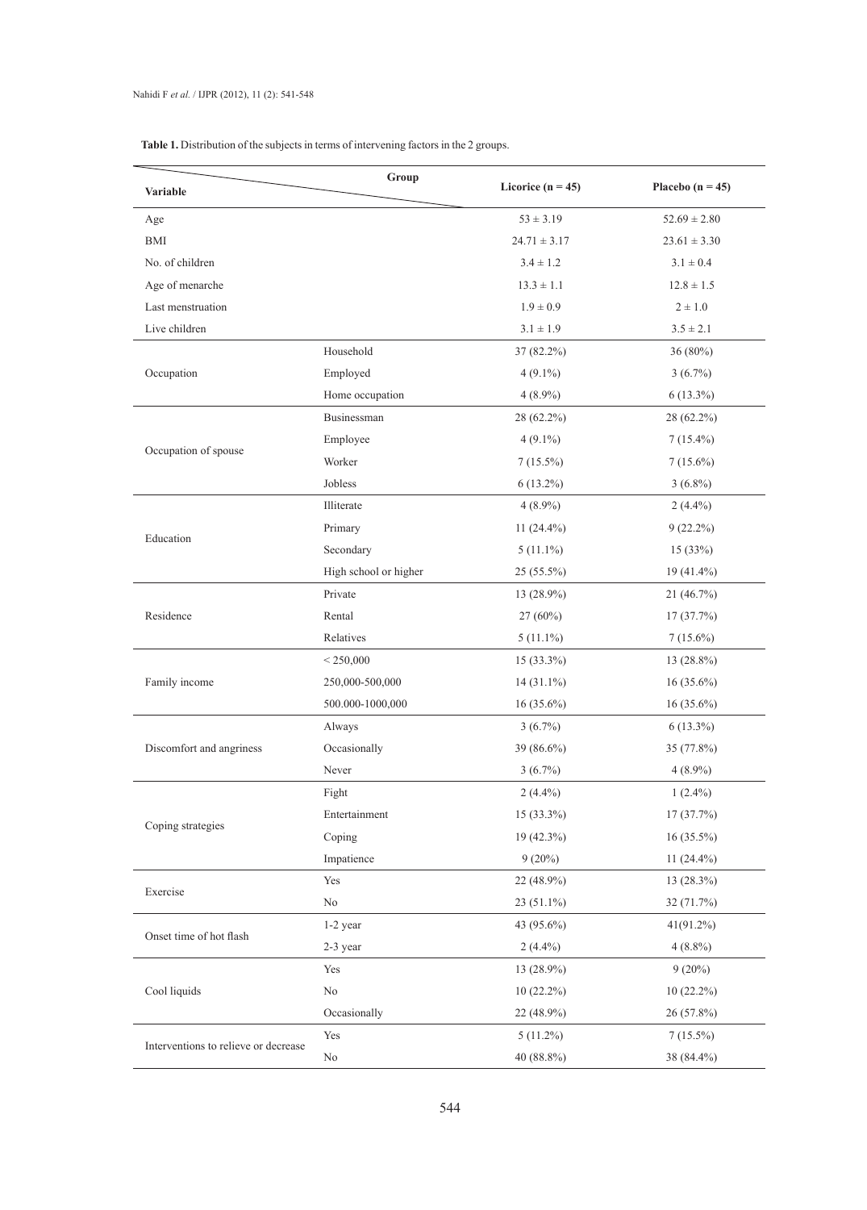**Table 1.** Distribution of the subjects in terms of intervening factors in the 2 groups.

| Variable | Group | Licorice (n = 45) | Placebo (n = 45) |
|---|---|---|---|
| Age | | 53 ± 3.19 | 52.69 ± 2.80 |
| BMI | | 24.71 ± 3.17 | 23.61 ± 3.30 |
| No. of children | | 3.4 ± 1.2 | 3.1 ± 0.4 |
| Age of menarche | | 13.3 ± 1.1 | 12.8 ± 1.5 |
| Last menstruation | | 1.9 ± 0.9 | 2 ± 1.0 |
| Live children | | 3.1 ± 1.9 | 3.5 ± 2.1 |
| Occupation | Household | 37 (82.2%) | 36 (80%) |
| | Employed | 4 (9.1%) | 3 (6.7%) |
| | Home occupation | 4 (8.9%) | 6 (13.3%) |
| Occupation of spouse | Businessman | 28 (62.2%) | 28 (62.2%) |
| | Employee | 4 (9.1%) | 7 (15.4%) |
| | Worker | 7 (15.5%) | 7 (15.6%) |
| | Jobless | 6 (13.2%) | 3 (6.8%) |
| Education | Illiterate | 4 (8.9%) | 2 (4.4%) |
| | Primary | 11 (24.4%) | 9 (22.2%) |
| | Secondary | 5 (11.1%) | 15 (33%) |
| | High school or higher | 25 (55.5%) | 19 (41.4%) |
| Residence | Private | 13 (28.9%) | 21 (46.7%) |
| | Rental | 27 (60%) | 17 (37.7%) |
| | Relatives | 5 (11.1%) | 7 (15.6%) |
| Family income | < 250,000 | 15 (33.3%) | 13 (28.8%) |
| | 250,000-500,000 | 14 (31.1%) | 16 (35.6%) |
| | 500.000-1000,000 | 16 (35.6%) | 16 (35.6%) |
| Discomfort and angriness | Always | 3 (6.7%) | 6 (13.3%) |
| | Occasionally | 39 (86.6%) | 35 (77.8%) |
| | Never | 3 (6.7%) | 4 (8.9%) |
| Coping strategies | Fight | 2 (4.4%) | 1 (2.4%) |
| | Entertainment | 15 (33.3%) | 17 (37.7%) |
| | Coping | 19 (42.3%) | 16 (35.5%) |
| | Impatience | 9 (20%) | 11 (24.4%) |
| Exercise | Yes | 22 (48.9%) | 13 (28.3%) |
| | No | 23 (51.1%) | 32 (71.7%) |
| Onset time of hot flash | 1-2 year | 43 (95.6%) | 41(91.2%) |
| | 2-3 year | 2 (4.4%) | 4 (8.8%) |
| Cool liquids | Yes | 13 (28.9%) | 9 (20%) |
| | No | 10 (22.2%) | 10 (22.2%) |
| | Occasionally | 22 (48.9%) | 26 (57.8%) |
| Interventions to relieve or decrease | Yes | 5 (11.2%) | 7 (15.5%) |
| | No | 40 (88.8%) | 38 (84.4%) |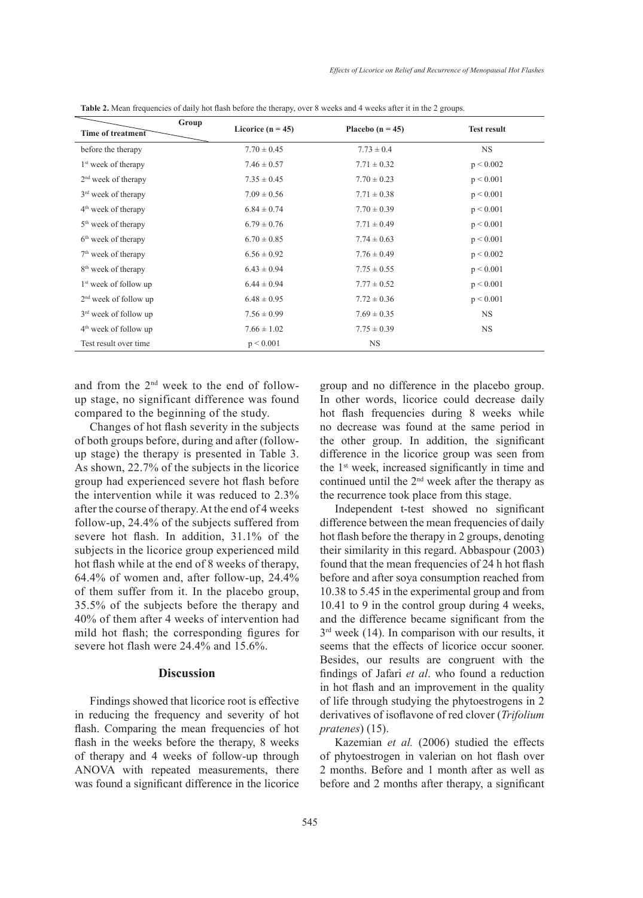**Table 2.** Mean frequencies of daily hot flash before the therapy, over 8 weeks and 4 weeks after it in the 2 groups.

| Time of treatment / Group | Licorice (n = 45) | Placebo (n = 45) | Test result |
|---|---|---|---|
| before the therapy | 7.70 ± 0.45 | 7.73 ± 0.4 | NS |
| 1st week of therapy | 7.46 ± 0.57 | 7.71 ± 0.32 | $p < 0.002$ |
| 2nd week of therapy | 7.35 ± 0.45 | 7.70 ± 0.23 | $p < 0.001$ |
| 3rd week of therapy | 7.09 ± 0.56 | 7.71 ± 0.38 | $p < 0.001$ |
| 4th week of therapy | 6.84 ± 0.74 | 7.70 ± 0.39 | $p < 0.001$ |
| 5th week of therapy | 6.79 ± 0.76 | 7.71 ± 0.49 | $p < 0.001$ |
| 6th week of therapy | 6.70 ± 0.85 | 7.74 ± 0.63 | $p < 0.001$ |
| 7th week of therapy | 6.56 ± 0.92 | 7.76 ± 0.49 | $p < 0.002$ |
| 8th week of therapy | 6.43 ± 0.94 | 7.75 ± 0.55 | $p < 0.001$ |
| 1st week of follow up | 6.44 ± 0.94 | 7.77 ± 0.52 | $p < 0.001$ |
| 2nd week of follow up | 6.48 ± 0.95 | 7.72 ± 0.36 | $p < 0.001$ |
| 3rd week of follow up | 7.56 ± 0.99 | 7.69 ± 0.35 | NS |
| 4th week of follow up | 7.66 ± 1.02 | 7.75 ± 0.39 | NS |
| Test result over time | $p < 0.001$ | NS | |

and from the 2nd week to the end of follow-up stage, no significant difference was found compared to the beginning of the study.

Changes of hot flash severity in the subjects of both groups before, during and after (follow-up stage) the therapy is presented in Table 3. As shown, 22.7% of the subjects in the licorice group had experienced severe hot flash before the intervention while it was reduced to 2.3% after the course of therapy. At the end of 4 weeks follow-up, 24.4% of the subjects suffered from severe hot flash. In addition, 31.1% of the subjects in the licorice group experienced mild hot flash while at the end of 8 weeks of therapy, 64.4% of women and, after follow-up, 24.4% of them suffer from it. In the placebo group, 35.5% of the subjects before the therapy and 40% of them after 4 weeks of intervention had mild hot flash; the corresponding figures for severe hot flash were 24.4% and 15.6%.

## Discussion

Findings showed that licorice root is effective in reducing the frequency and severity of hot flash. Comparing the mean frequencies of hot flash in the weeks before the therapy, 8 weeks of therapy and 4 weeks of follow-up through ANOVA with repeated measurements, there was found a significant difference in the licorice group and no difference in the placebo group. In other words, licorice could decrease daily hot flash frequencies during 8 weeks while no decrease was found at the same period in the other group. In addition, the significant difference in the licorice group was seen from the 1st week, increased significantly in time and continued until the 2nd week after the therapy as the recurrence took place from this stage.

Independent t-test showed no significant difference between the mean frequencies of daily hot flash before the therapy in 2 groups, denoting their similarity in this regard. Abbaspour (2003) found that the mean frequencies of 24 h hot flash before and after soya consumption reached from 10.38 to 5.45 in the experimental group and from 10.41 to 9 in the control group during 4 weeks, and the difference became significant from the 3rd week (14). In comparison with our results, it seems that the effects of licorice occur sooner. Besides, our results are congruent with the findings of Jafari *et al*. who found a reduction in hot flash and an improvement in the quality of life through studying the phytoestrogens in 2 derivatives of isoflavone of red clover (*Trifolium pratenes*) (15).

Kazemian *et al.* (2006) studied the effects of phytoestrogen in valerian on hot flash over 2 months. Before and 1 month after as well as before and 2 months after therapy, a significant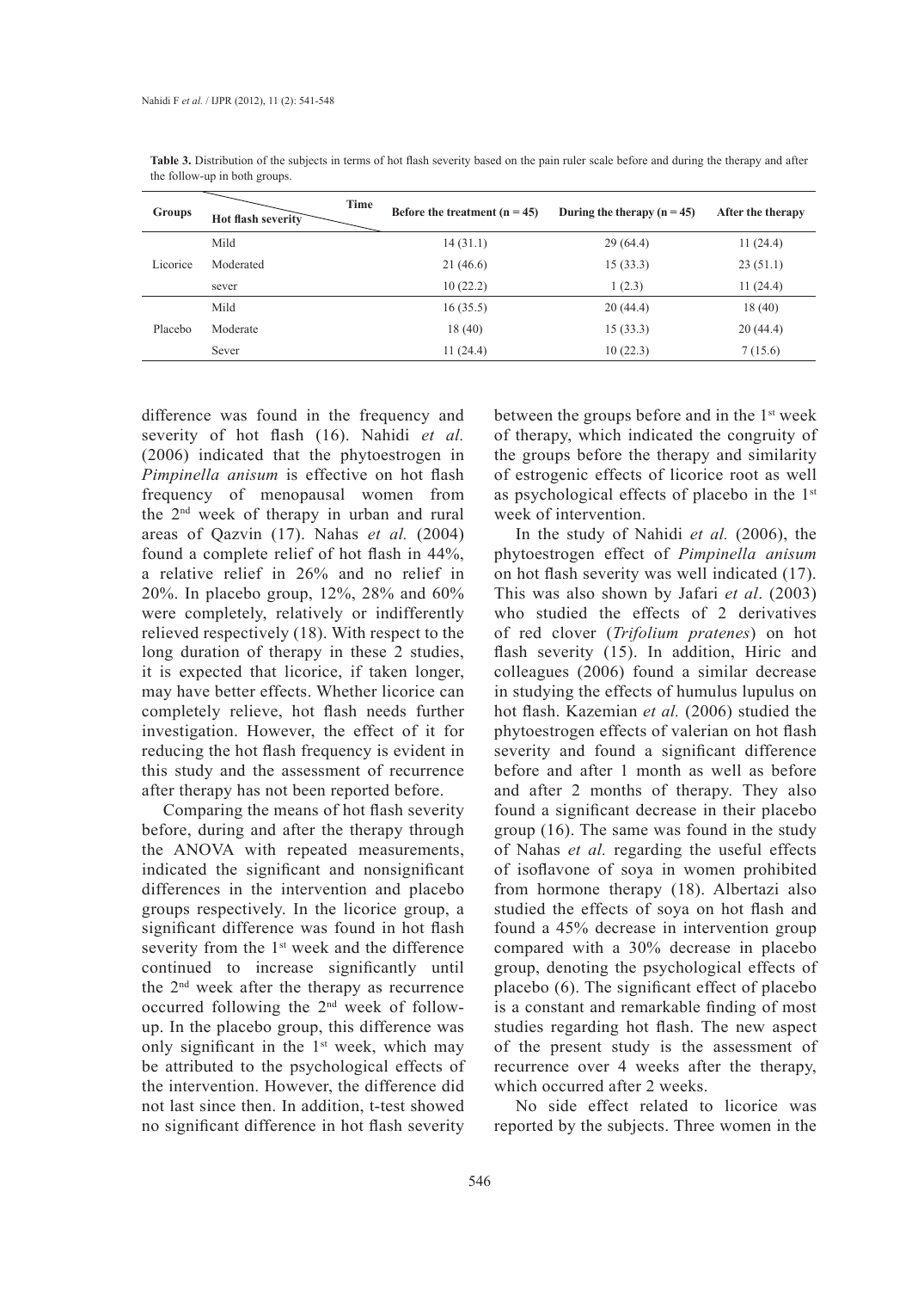**Table 3.** Distribution of the subjects in terms of hot flash severity based on the pain ruler scale before and during the therapy and after the follow-up in both groups.

| Groups | Hot flash severity / Time | Before the treatment (n = 45) | During the therapy (n = 45) | After the therapy |
|---|---|---|---|---|
| Licorice | Mild | 14 (31.1) | 29 (64.4) | 11 (24.4) |
| | Moderated | 21 (46.6) | 15 (33.3) | 23 (51.1) |
| | sever | 10 (22.2) | 1 (2.3) | 11 (24.4) |
| Placebo | Mild | 16 (35.5) | 20 (44.4) | 18 (40) |
| | Moderate | 18 (40) | 15 (33.3) | 20 (44.4) |
| | Sever | 11 (24.4) | 10 (22.3) | 7 (15.6) |

difference was found in the frequency and severity of hot flash (16). Nahidi *et al.* (2006) indicated that the phytoestrogen in *Pimpinella anisum* is effective on hot flash frequency of menopausal women from the 2nd week of therapy in urban and rural areas of Qazvin (17). Nahas *et al.* (2004) found a complete relief of hot flash in 44%, a relative relief in 26% and no relief in 20%. In placebo group, 12%, 28% and 60% were completely, relatively or indifferently relieved respectively (18). With respect to the long duration of therapy in these 2 studies, it is expected that licorice, if taken longer, may have better effects. Whether licorice can completely relieve, hot flash needs further investigation. However, the effect of it for reducing the hot flash frequency is evident in this study and the assessment of recurrence after therapy has not been reported before.

Comparing the means of hot flash severity before, during and after the therapy through the ANOVA with repeated measurements, indicated the significant and nonsignificant differences in the intervention and placebo groups respectively. In the licorice group, a significant difference was found in hot flash severity from the 1st week and the difference continued to increase significantly until the 2nd week after the therapy as recurrence occurred following the 2nd week of follow-up. In the placebo group, this difference was only significant in the 1st week, which may be attributed to the psychological effects of the intervention. However, the difference did not last since then. In addition, t-test showed no significant difference in hot flash severity between the groups before and in the 1st week of therapy, which indicated the congruity of the groups before the therapy and similarity of estrogenic effects of licorice root as well as psychological effects of placebo in the 1st week of intervention.

In the study of Nahidi *et al.* (2006), the phytoestrogen effect of *Pimpinella anisum* on hot flash severity was well indicated (17). This was also shown by Jafari *et al*. (2003) who studied the effects of 2 derivatives of red clover (*Trifolium pratenes*) on hot flash severity (15). In addition, Hiric and colleagues (2006) found a similar decrease in studying the effects of humulus lupulus on hot flash. Kazemian *et al.* (2006) studied the phytoestrogen effects of valerian on hot flash severity and found a significant difference before and after 1 month as well as before and after 2 months of therapy. They also found a significant decrease in their placebo group (16). The same was found in the study of Nahas *et al.* regarding the useful effects of isoflavone of soya in women prohibited from hormone therapy (18). Albertazi also studied the effects of soya on hot flash and found a 45% decrease in intervention group compared with a 30% decrease in placebo group, denoting the psychological effects of placebo (6). The significant effect of placebo is a constant and remarkable finding of most studies regarding hot flash. The new aspect of the present study is the assessment of recurrence over 4 weeks after the therapy, which occurred after 2 weeks.

No side effect related to licorice was reported by the subjects. Three women in the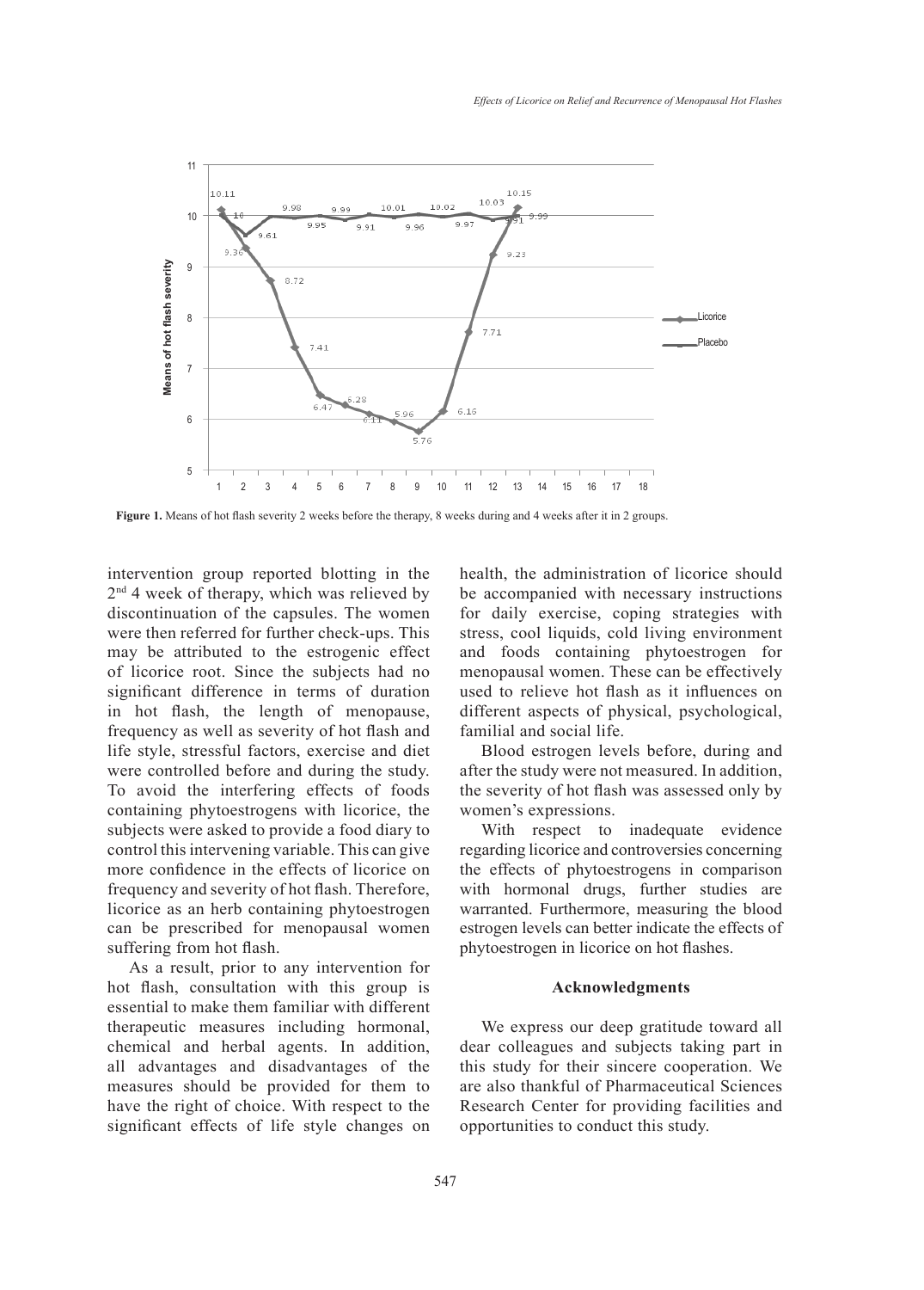Figure 1. Means of hot flash severity 2 weeks before the therapy, 8 weeks during and 4 weeks after it in 2 groups.

intervention group reported blotting in the 2nd 4 week of therapy, which was relieved by discontinuation of the capsules. The women were then referred for further check-ups. This may be attributed to the estrogenic effect of licorice root. Since the subjects had no significant difference in terms of duration in hot flash, the length of menopause, frequency as well as severity of hot flash and life style, stressful factors, exercise and diet were controlled before and during the study. To avoid the interfering effects of foods containing phytoestrogens with licorice, the subjects were asked to provide a food diary to control this intervening variable. This can give more confidence in the effects of licorice on frequency and severity of hot flash. Therefore, licorice as an herb containing phytoestrogen can be prescribed for menopausal women suffering from hot flash.

As a result, prior to any intervention for hot flash, consultation with this group is essential to make them familiar with different therapeutic measures including hormonal, chemical and herbal agents. In addition, all advantages and disadvantages of the measures should be provided for them to have the right of choice. With respect to the significant effects of life style changes on health, the administration of licorice should be accompanied with necessary instructions for daily exercise, coping strategies with stress, cool liquids, cold living environment and foods containing phytoestrogen for menopausal women. These can be effectively used to relieve hot flash as it influences on different aspects of physical, psychological, familial and social life.

Blood estrogen levels before, during and after the study were not measured. In addition, the severity of hot flash was assessed only by women's expressions.

With respect to inadequate evidence regarding licorice and controversies concerning the effects of phytoestrogens in comparison with hormonal drugs, further studies are warranted. Furthermore, measuring the blood estrogen levels can better indicate the effects of phytoestrogen in licorice on hot flashes.

## Acknowledgments

We express our deep gratitude toward all dear colleagues and subjects taking part in this study for their sincere cooperation. We are also thankful of Pharmaceutical Sciences Research Center for providing facilities and opportunities to conduct this study.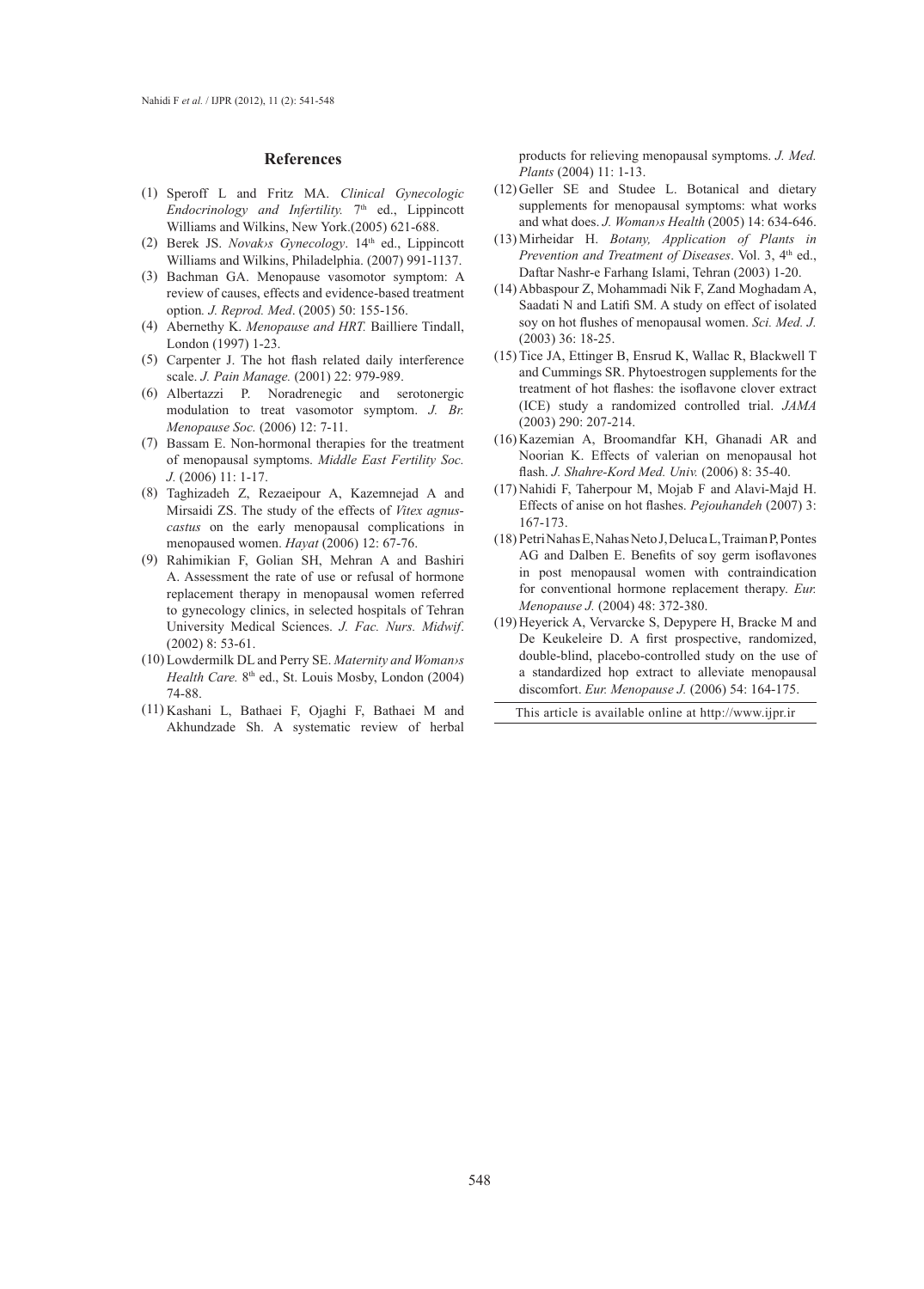## References

(1) Speroff L and Fritz MA. *Clinical Gynecologic Endocrinology and Infertility.* 7th ed., Lippincott Williams and Wilkins, New York.(2005) 621-688.

(2) Berek JS. *Novak›s Gynecology*. 14th ed., Lippincott Williams and Wilkins, Philadelphia. (2007) 991-1137.

(3) Bachman GA. Menopause vasomotor symptom: A review of causes, effects and evidence-based treatment option*. J. Reprod. Med*. (2005) 50: 155-156.

(4) Abernethy K. *Menopause and HRT.* Bailliere Tindall, London (1997) 1-23.

(5) Carpenter J. The hot flash related daily interference scale. *J. Pain Manage.* (2001) 22: 979-989.

(6) Albertazzi P. Noradrenegic and serotonergic modulation to treat vasomotor symptom. *J. Br. Menopause Soc.* (2006) 12: 7-11.

(7) Bassam E. Non-hormonal therapies for the treatment of menopausal symptoms. *Middle East Fertility Soc. J.* (2006) 11: 1-17.

(8) Taghizadeh Z, Rezaeipour A, Kazemnejad A and Mirsaidi ZS. The study of the effects of *Vitex agnus-castus* on the early menopausal complications in menopaused women. *Hayat* (2006) 12: 67-76.

(9) Rahimikian F, Golian SH, Mehran A and Bashiri A. Assessment the rate of use or refusal of hormone replacement therapy in menopausal women referred to gynecology clinics, in selected hospitals of Tehran University Medical Sciences. *J. Fac. Nurs. Midwif*. (2002) 8: 53-61.

(10) Lowdermilk DL and Perry SE. *Maternity and Woman›s Health Care.* 8th ed., St. Louis Mosby, London (2004) 74-88.

(11) Kashani L, Bathaei F, Ojaghi F, Bathaei M and Akhundzade Sh. A systematic review of herbal products for relieving menopausal symptoms. *J. Med. Plants* (2004) 11: 1-13.

(12) Geller SE and Studee L. Botanical and dietary supplements for menopausal symptoms: what works and what does. *J. Woman›s Health* (2005) 14: 634-646.

(13) Mirheidar H. *Botany, Application of Plants in Prevention and Treatment of Diseases*. Vol. 3, 4th ed., Daftar Nashr-e Farhang Islami, Tehran (2003) 1-20.

(14) Abbaspour Z, Mohammadi Nik F, Zand Moghadam A, Saadati N and Latifi SM. A study on effect of isolated soy on hot flushes of menopausal women. *Sci. Med. J.* (2003) 36: 18-25.

(15) Tice JA, Ettinger B, Ensrud K, Wallac R, Blackwell T and Cummings SR. Phytoestrogen supplements for the treatment of hot flashes: the isoflavone clover extract (ICE) study a randomized controlled trial. *JAMA* (2003) 290: 207-214.

(16) Kazemian A, Broomandfar KH, Ghanadi AR and Noorian K. Effects of valerian on menopausal hot flash. *J. Shahre-Kord Med. Univ.* (2006) 8: 35-40.

(17) Nahidi F, Taherpour M, Mojab F and Alavi-Majd H. Effects of anise on hot flashes. *Pejouhandeh* (2007) 3: 167-173.

(18) Petri Nahas E, Nahas Neto J, Deluca L, Traiman P, Pontes AG and Dalben E. Benefits of soy germ isoflavones in post menopausal women with contraindication for conventional hormone replacement therapy. *Eur. Menopause J.* (2004) 48: 372-380.

(19) Heyerick A, Vervarcke S, Depypere H, Bracke M and De Keukeleire D. A first prospective, randomized, double-blind, placebo-controlled study on the use of a standardized hop extract to alleviate menopausal discomfort. *Eur. Menopause J.* (2006) 54: 164-175.

This article is available online at http://www.ijpr.ir